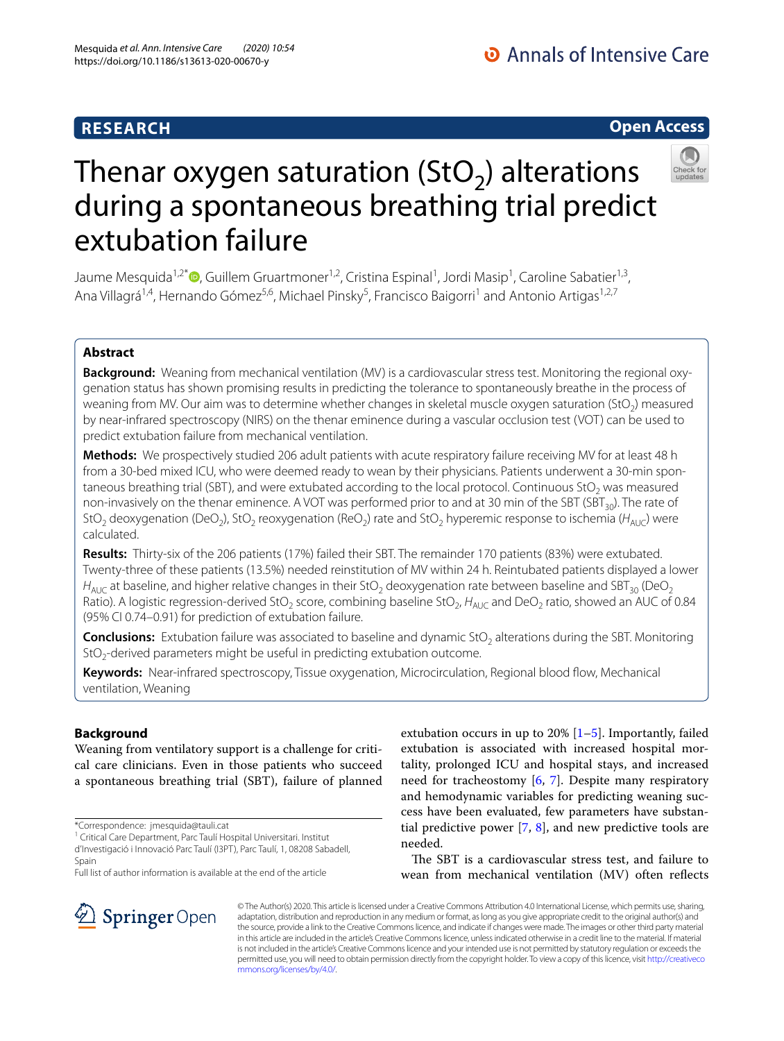RESEARCH

Open Access

# Thenar oxygen saturation ($StO_2$) alterations during a spontaneous breathing trial predict extubation failure

Jaume Mesquida[1,2*], Guillem Gruartmoner[1,2], Cristina Espinal[1], Jordi Masip[1], Caroline Sabatier[1,3], Ana Villagrá[1,4], Hernando Gómez[5,6], Michael Pinsky[5], Francisco Baigorri[1] and Antonio Artigas[1,2,7]

## Abstract

**Background:** Weaning from mechanical ventilation (MV) is a cardiovascular stress test. Monitoring the regional oxygenation status has shown promising results in predicting the tolerance to spontaneously breathe in the process of weaning from MV. Our aim was to determine whether changes in skeletal muscle oxygen saturation ($StO_2$) measured by near-infrared spectroscopy (NIRS) on the thenar eminence during a vascular occlusion test (VOT) can be used to predict extubation failure from mechanical ventilation.

**Methods:** We prospectively studied 206 adult patients with acute respiratory failure receiving MV for at least 48 h from a 30-bed mixed ICU, who were deemed ready to wean by their physicians. Patients underwent a 30-min spontaneous breathing trial (SBT), and were extubated according to the local protocol. Continuous $StO_2$ was measured non-invasively on the thenar eminence. A VOT was performed prior to and at 30 min of the SBT ($SBT_{30}$). The rate of $StO_2$ deoxygenation ($DeO_2$), $StO_2$ reoxygenation ($ReO_2$) rate and $StO_2$ hyperemic response to ischemia ($H_{AUC}$) were calculated.

**Results:** Thirty-six of the 206 patients (17%) failed their SBT. The remainder 170 patients (83%) were extubated. Twenty-three of these patients (13.5%) needed reinstitution of MV within 24 h. Reintubated patients displayed a lower $H_{AUC}$ at baseline, and higher relative changes in their $StO_2$ deoxygenation rate between baseline and $SBT_{30}$ ($DeO_2$ Ratio). A logistic regression-derived $StO_2$ score, combining baseline $StO_2$, $H_{AUC}$ and $DeO_2$ ratio, showed an AUC of 0.84 (95% CI 0.74–0.91) for prediction of extubation failure.

**Conclusions:** Extubation failure was associated to baseline and dynamic $StO_2$ alterations during the SBT. Monitoring $StO_2$-derived parameters might be useful in predicting extubation outcome.

**Keywords:** Near-infrared spectroscopy, Tissue oxygenation, Microcirculation, Regional blood flow, Mechanical ventilation, Weaning

## Background

Weaning from ventilatory support is a challenge for critical care clinicians. Even in those patients who succeed a spontaneous breathing trial (SBT), failure of planned extubation occurs in up to 20% [1–5]. Importantly, failed extubation is associated with increased hospital mortality, prolonged ICU and hospital stays, and increased need for tracheostomy [6, 7]. Despite many respiratory and hemodynamic variables for predicting weaning success have been evaluated, few parameters have substantial predictive power [7, 8], and new predictive tools are needed.

The SBT is a cardiovascular stress test, and failure to wean from mechanical ventilation (MV) often reflects

*Correspondence: jmesquida@tauli.cat
[1] Critical Care Department, Parc Taulí Hospital Universitari. Institut d'Investigació i Innovació Parc Taulí (I3PT), Parc Taulí, 1, 08208 Sabadell, Spain
Full list of author information is available at the end of the article

© The Author(s) 2020. This article is licensed under a Creative Commons Attribution 4.0 International License, which permits use, sharing, adaptation, distribution and reproduction in any medium or format, as long as you give appropriate credit to the original author(s) and the source, provide a link to the Creative Commons licence, and indicate if changes were made. The images or other third party material in this article are included in the article's Creative Commons licence, unless indicated otherwise in a credit line to the material. If material is not included in the article's Creative Commons licence and your intended use is not permitted by statutory regulation or exceeds the permitted use, you will need to obtain permission directly from the copyright holder. To view a copy of this licence, visit http://creativecommons.org/licenses/by/4.0/.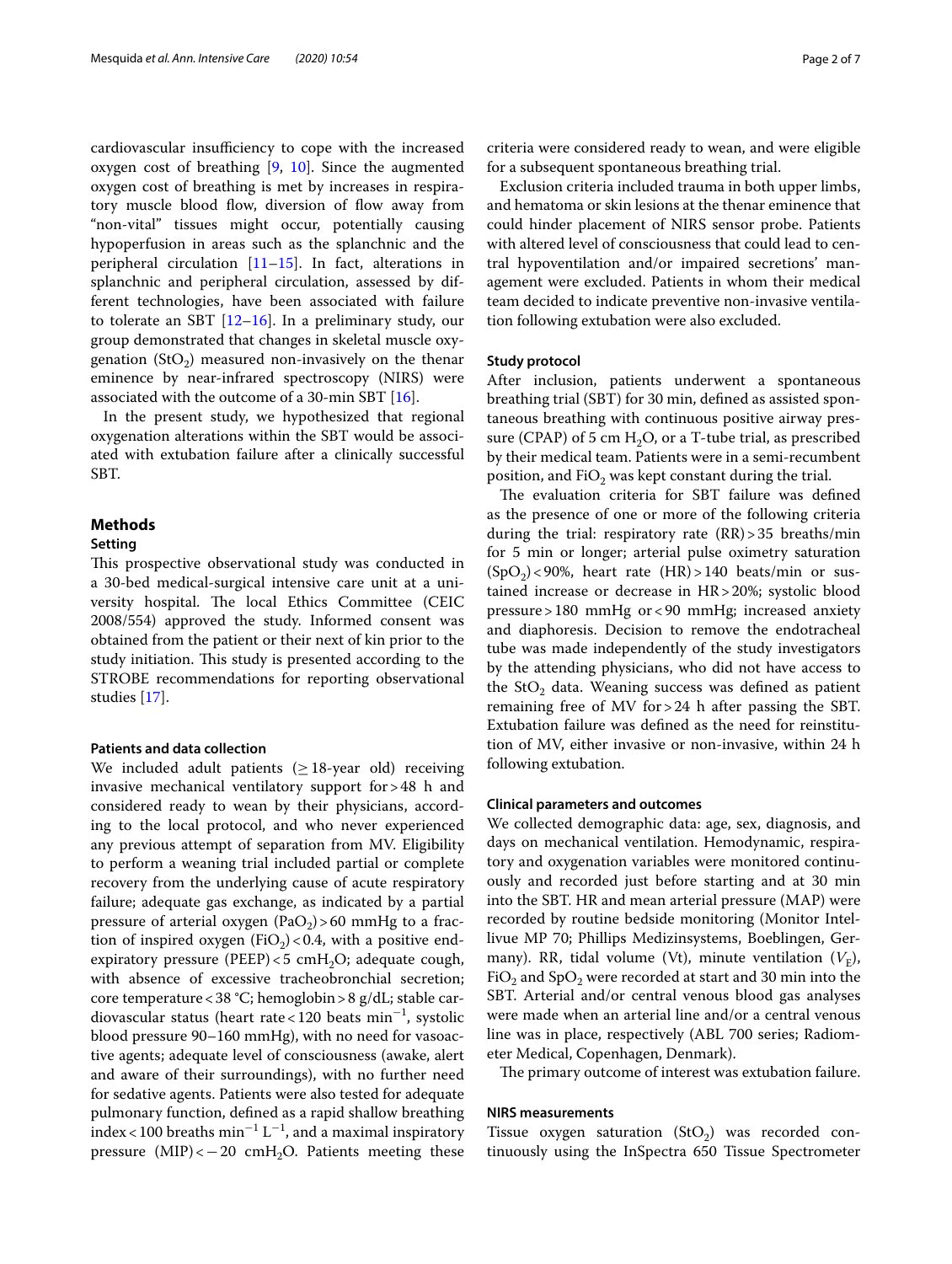cardiovascular insufficiency to cope with the increased oxygen cost of breathing [9, 10]. Since the augmented oxygen cost of breathing is met by increases in respiratory muscle blood flow, diversion of flow away from "non-vital" tissues might occur, potentially causing hypoperfusion in areas such as the splanchnic and the peripheral circulation [11–15]. In fact, alterations in splanchnic and peripheral circulation, assessed by different technologies, have been associated with failure to tolerate an SBT [12–16]. In a preliminary study, our group demonstrated that changes in skeletal muscle oxygenation ($StO_2$) measured non-invasively on the thenar eminence by near-infrared spectroscopy (NIRS) were associated with the outcome of a 30-min SBT [16].

In the present study, we hypothesized that regional oxygenation alterations within the SBT would be associated with extubation failure after a clinically successful SBT.

## Methods

### Setting

This prospective observational study was conducted in a 30-bed medical-surgical intensive care unit at a university hospital. The local Ethics Committee (CEIC 2008/554) approved the study. Informed consent was obtained from the patient or their next of kin prior to the study initiation. This study is presented according to the STROBE recommendations for reporting observational studies [17].

### Patients and data collection

We included adult patients (≥ 18-year old) receiving invasive mechanical ventilatory support for > 48 h and considered ready to wean by their physicians, according to the local protocol, and who never experienced any previous attempt of separation from MV. Eligibility to perform a weaning trial included partial or complete recovery from the underlying cause of acute respiratory failure; adequate gas exchange, as indicated by a partial pressure of arterial oxygen ($PaO_2$) > 60 mmHg to a fraction of inspired oxygen ($FiO_2$) < 0.4, with a positive end-expiratory pressure (PEEP) < 5 $cmH_2O$; adequate cough, with absence of excessive tracheobronchial secretion; core temperature < 38 °C; hemoglobin > 8 g/dL; stable cardiovascular status (heart rate < 120 beats $min^{-1}$, systolic blood pressure 90–160 mmHg), with no need for vasoactive agents; adequate level of consciousness (awake, alert and aware of their surroundings), with no further need for sedative agents. Patients were also tested for adequate pulmonary function, defined as a rapid shallow breathing index < 100 breaths $min^{-1}$ $L^{-1}$, and a maximal inspiratory pressure (MIP) < −20 $cmH_2O$. Patients meeting these criteria were considered ready to wean, and were eligible for a subsequent spontaneous breathing trial.

Exclusion criteria included trauma in both upper limbs, and hematoma or skin lesions at the thenar eminence that could hinder placement of NIRS sensor probe. Patients with altered level of consciousness that could lead to central hypoventilation and/or impaired secretions' management were excluded. Patients in whom their medical team decided to indicate preventive non-invasive ventilation following extubation were also excluded.

### Study protocol

After inclusion, patients underwent a spontaneous breathing trial (SBT) for 30 min, defined as assisted spontaneous breathing with continuous positive airway pressure (CPAP) of 5 cm $H_2O$, or a T-tube trial, as prescribed by their medical team. Patients were in a semi-recumbent position, and $FiO_2$ was kept constant during the trial.

The evaluation criteria for SBT failure was defined as the presence of one or more of the following criteria during the trial: respiratory rate (RR) > 35 breaths/min for 5 min or longer; arterial pulse oximetry saturation ($SpO_2$) < 90%, heart rate (HR) > 140 beats/min or sustained increase or decrease in HR > 20%; systolic blood pressure > 180 mmHg or < 90 mmHg; increased anxiety and diaphoresis. Decision to remove the endotracheal tube was made independently of the study investigators by the attending physicians, who did not have access to the $StO_2$ data. Weaning success was defined as patient remaining free of MV for > 24 h after passing the SBT. Extubation failure was defined as the need for reinstitution of MV, either invasive or non-invasive, within 24 h following extubation.

### Clinical parameters and outcomes

We collected demographic data: age, sex, diagnosis, and days on mechanical ventilation. Hemodynamic, respiratory and oxygenation variables were monitored continuously and recorded just before starting and at 30 min into the SBT. HR and mean arterial pressure (MAP) were recorded by routine bedside monitoring (Monitor Intellivue MP 70; Phillips Medizinsystems, Boeblingen, Germany). RR, tidal volume (Vt), minute ventilation ($V_E$), $FiO_2$ and $SpO_2$ were recorded at start and 30 min into the SBT. Arterial and/or central venous blood gas analyses were made when an arterial line and/or a central venous line was in place, respectively (ABL 700 series; Radiometer Medical, Copenhagen, Denmark).

The primary outcome of interest was extubation failure.

### NIRS measurements

Tissue oxygen saturation ($StO_2$) was recorded continuously using the InSpectra 650 Tissue Spectrometer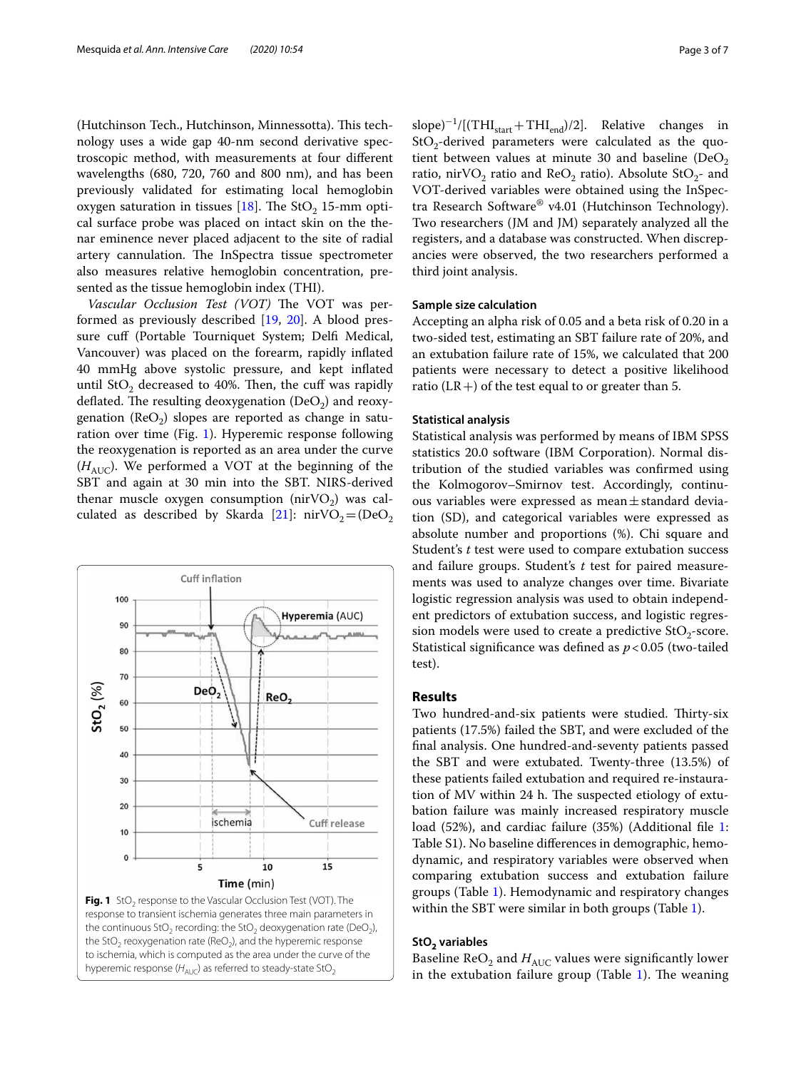(Hutchinson Tech., Hutchinson, Minnessotta). This technology uses a wide gap 40-nm second derivative spectroscopic method, with measurements at four different wavelengths (680, 720, 760 and 800 nm), and has been previously validated for estimating local hemoglobin oxygen saturation in tissues [18]. The $StO_2$ 15-mm optical surface probe was placed on intact skin on the thenar eminence never placed adjacent to the site of radial artery cannulation. The InSpectra tissue spectrometer also measures relative hemoglobin concentration, presented as the tissue hemoglobin index (THI).

*Vascular Occlusion Test (VOT)* The VOT was performed as previously described [19, 20]. A blood pressure cuff (Portable Tourniquet System; Delfi Medical, Vancouver) was placed on the forearm, rapidly inflated 40 mmHg above systolic pressure, and kept inflated until $StO_2$ decreased to 40%. Then, the cuff was rapidly deflated. The resulting deoxygenation ($DeO_2$) and reoxygenation ($ReO_2$) slopes are reported as change in saturation over time (Fig. 1). Hyperemic response following the reoxygenation is reported as an area under the curve ($H_{AUC}$). We performed a VOT at the beginning of the SBT and again at 30 min into the SBT. NIRS-derived thenar muscle oxygen consumption ($nirVO_2$) was calculated as described by Skarda [21]: $nirVO_2 = (DeO_2 \text{ slope})^{-1}/[(THI_{start} + THI_{end})/2]$. Relative changes in $StO_2$-derived parameters were calculated as the quotient between values at minute 30 and baseline ($DeO_2$ ratio, $nirVO_2$ ratio and $ReO_2$ ratio). Absolute $StO_2$- and VOT-derived variables were obtained using the InSpectra Research Software® v4.01 (Hutchinson Technology). Two researchers (JM and JM) separately analyzed all the registers, and a database was constructed. When discrepancies were observed, the two researchers performed a third joint analysis.

Cuff inflation
Hyperemia (AUC)
$DeO_2$
$ReO_2$
ischemia
Cuff release
$StO_2$ (%)
100
90
80
70
60
50
40
30
20
10
0
5
10
15
Time (min)

**Fig. 1** $StO_2$ response to the Vascular Occlusion Test (VOT). The response to transient ischemia generates three main parameters in the continuous $StO_2$ recording: the $StO_2$ deoxygenation rate ($DeO_2$), the $StO_2$ reoxygenation rate ($ReO_2$), and the hyperemic response to ischemia, which is computed as the area under the curve of the hyperemic response ($H_{AUC}$) as referred to steady-state $StO_2$

### Sample size calculation

Accepting an alpha risk of 0.05 and a beta risk of 0.20 in a two-sided test, estimating an SBT failure rate of 20%, and an extubation failure rate of 15%, we calculated that 200 patients were necessary to detect a positive likelihood ratio (LR+) of the test equal to or greater than 5.

### Statistical analysis

Statistical analysis was performed by means of IBM SPSS statistics 20.0 software (IBM Corporation). Normal distribution of the studied variables was confirmed using the Kolmogorov–Smirnov test. Accordingly, continuous variables were expressed as mean ± standard deviation (SD), and categorical variables were expressed as absolute number and proportions (%). Chi square and Student's *t* test were used to compare extubation success and failure groups. Student's *t* test for paired measurements was used to analyze changes over time. Bivariate logistic regression analysis was used to obtain independent predictors of extubation success, and logistic regression models were used to create a predictive $StO_2$-score. Statistical significance was defined as $p < 0.05$ (two-tailed test).

## Results

Two hundred-and-six patients were studied. Thirty-six patients (17.5%) failed the SBT, and were excluded of the final analysis. One hundred-and-seventy patients passed the SBT and were extubated. Twenty-three (13.5%) of these patients failed extubation and required re-instauration of MV within 24 h. The suspected etiology of extubation failure was mainly increased respiratory muscle load (52%), and cardiac failure (35%) (Additional file 1: Table S1). No baseline differences in demographic, hemodynamic, and respiratory variables were observed when comparing extubation success and extubation failure groups (Table 1). Hemodynamic and respiratory changes within the SBT were similar in both groups (Table 1).

### $StO_2$ variables

Baseline $ReO_2$ and $H_{AUC}$ values were significantly lower in the extubation failure group (Table 1). The weaning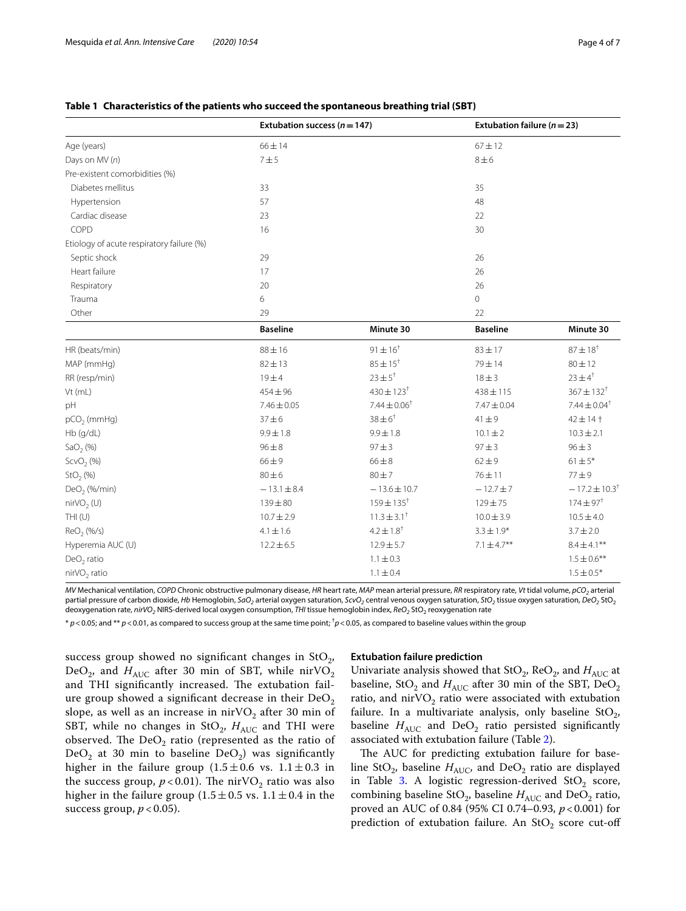**Table 1 Characteristics of the patients who succeed the spontaneous breathing trial (SBT)**

| | Extubation success ($n = 147$) | | Extubation failure ($n = 23$) | |
|---|---|---|---|---|
| Age (years) | 66 ± 14 | | 67 ± 12 | |
| Days on MV (*n*) | 7 ± 5 | | 8 ± 6 | |
| Pre-existent comorbidities (%) | | | | |
| Diabetes mellitus | 33 | | 35 | |
| Hypertension | 57 | | 48 | |
| Cardiac disease | 23 | | 22 | |
| COPD | 16 | | 30 | |
| Etiology of acute respiratory failure (%) | | | | |
| Septic shock | 29 | | 26 | |
| Heart failure | 17 | | 26 | |
| Respiratory | 20 | | 26 | |
| Trauma | 6 | | 0 | |
| Other | 29 | | 22 | |
| | **Baseline** | **Minute 30** | **Baseline** | **Minute 30** |
| HR (beats/min) | 88 ± 16 | 91 ± 16$^{\dagger}$ | 83 ± 17 | 87 ± 18$^{\dagger}$ |
| MAP (mmHg) | 82 ± 13 | 85 ± 15$^{\dagger}$ | 79 ± 14 | 80 ± 12 |
| RR (resp/min) | 19 ± 4 | 23 ± 5$^{\dagger}$ | 18 ± 3 | 23 ± 4$^{\dagger}$ |
| Vt (mL) | 454 ± 96 | 430 ± 123$^{\dagger}$ | 438 ± 115 | 367 ± 132$^{\dagger}$ |
| pH | 7.46 ± 0.05 | 7.44 ± 0.06$^{\dagger}$ | 7.47 ± 0.04 | 7.44 ± 0.04$^{\dagger}$ |
| $pCO_2$ (mmHg) | 37 ± 6 | 38 ± 6$^{\dagger}$ | 41 ± 9 | 42 ± 14 † |
| Hb (g/dL) | 9.9 ± 1.8 | 9.9 ± 1.8 | 10.1 ± 2 | 10.3 ± 2.1 |
| $SaO_2$ (%) | 96 ± 8 | 97 ± 3 | 97 ± 3 | 96 ± 3 |
| $ScvO_2$ (%) | 66 ± 9 | 66 ± 8 | 62 ± 9 | 61 ± 5* |
| $StO_2$ (%) | 80 ± 6 | 80 ± 7 | 76 ± 11 | 77 ± 9 |
| $DeO_2$ (%/min) | − 13.1 ± 8.4 | − 13.6 ± 10.7 | − 12.7 ± 7 | − 17.2 ± 10.3$^{\dagger}$ |
| $nirVO_2$ (U) | 139 ± 80 | 159 ± 135$^{\dagger}$ | 129 ± 75 | 174 ± 97$^{\dagger}$ |
| THI (U) | 10.7 ± 2.9 | 11.3 ± 3.1$^{\dagger}$ | 10.0 ± 3.9 | 10.5 ± 4.0 |
| $ReO_2$ (%/s) | 4.1 ± 1.6 | 4.2 ± 1.8$^{\dagger}$ | 3.3 ± 1.9* | 3.7 ± 2.0 |
| Hyperemia AUC (U) | 12.2 ± 6.5 | 12.9 ± 5.7 | 7.1 ± 4.7** | 8.4 ± 4.1** |
| $DeO_2$ ratio | | 1.1 ± 0.3 | | 1.5 ± 0.6** |
| $nirVO_2$ ratio | | 1.1 ± 0.4 | | 1.5 ± 0.5* |

*MV* Mechanical ventilation, *COPD* Chronic obstructive pulmonary disease, *HR* heart rate, *MAP* mean arterial pressure, *RR* respiratory rate, *Vt* tidal volume, *$pCO_2$* arterial partial pressure of carbon dioxide, *Hb* Hemoglobin, *$SaO_2$* arterial oxygen saturation, *$ScvO_2$* central venous oxygen saturation, *$StO_2$* tissue oxygen saturation, *$DeO_2$* $StO_2$ deoxygenation rate, *$nirVO_2$* NIRS-derived local oxygen consumption, *THI* tissue hemoglobin index, *$ReO_2$* $StO_2$ reoxygenation rate

* $p < 0.05$; and ** $p < 0.01$, as compared to success group at the same time point; $^{\dagger}p < 0.05$, as compared to baseline values within the group

success group showed no significant changes in $StO_2$, $DeO_2$, and $H_{AUC}$ after 30 min of SBT, while $nirVO_2$ and THI significantly increased. The extubation failure group showed a significant decrease in their $DeO_2$ slope, as well as an increase in $nirVO_2$ after 30 min of SBT, while no changes in $StO_2$, $H_{AUC}$ and THI were observed. The $DeO_2$ ratio (represented as the ratio of $DeO_2$ at 30 min to baseline $DeO_2$) was significantly higher in the failure group (1.5 ± 0.6 vs. 1.1 ± 0.3 in the success group, $p < 0.01$). The $nirVO_2$ ratio was also higher in the failure group (1.5 ± 0.5 vs. 1.1 ± 0.4 in the success group, $p < 0.05$).

### Extubation failure prediction

Univariate analysis showed that $StO_2$, $ReO_2$, and $H_{AUC}$ at baseline, $StO_2$ and $H_{AUC}$ after 30 min of the SBT, $DeO_2$ ratio, and $nirVO_2$ ratio were associated with extubation failure. In a multivariate analysis, only baseline $StO_2$, baseline $H_{AUC}$ and $DeO_2$ ratio persisted significantly associated with extubation failure (Table 2).

The AUC for predicting extubation failure for baseline $StO_2$, baseline $H_{AUC}$, and $DeO_2$ ratio are displayed in Table 3. A logistic regression-derived $StO_2$ score, combining baseline $StO_2$, baseline $H_{AUC}$ and $DeO_2$ ratio, proved an AUC of 0.84 (95% CI 0.74–0.93, $p < 0.001$) for prediction of extubation failure. An $StO_2$ score cut-off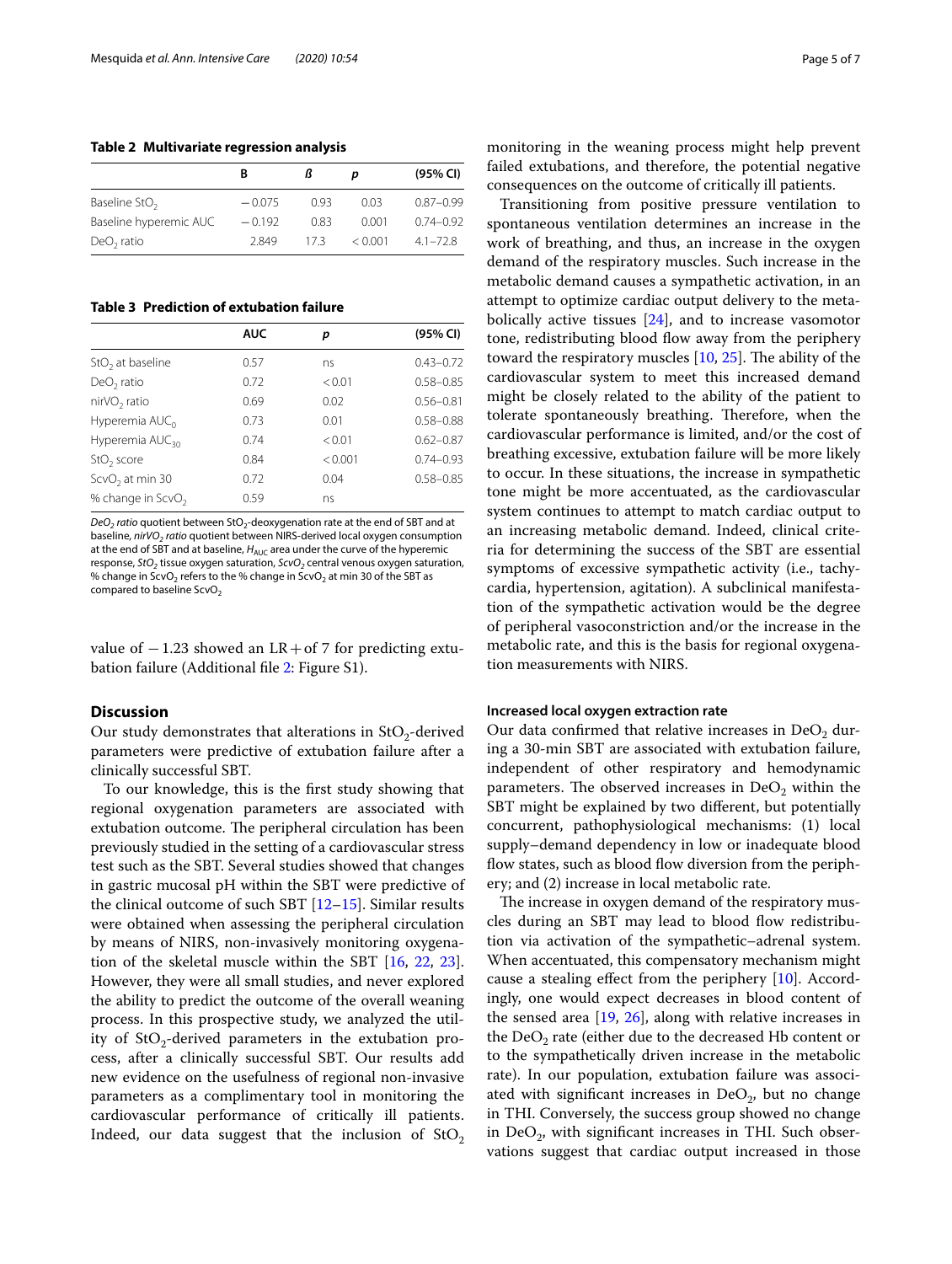**Table 2 Multivariate regression analysis**

| | B | ß | p | (95% CI) |
|---|---|---|---|---|
| Baseline $StO_2$ | −0.075 | 0.93 | 0.03 | 0.87–0.99 |
| Baseline hyperemic AUC | −0.192 | 0.83 | 0.001 | 0.74–0.92 |
| $DeO_2$ ratio | 2.849 | 17.3 | < 0.001 | 4.1–72.8 |

**Table 3 Prediction of extubation failure**

| | AUC | p | (95% CI) |
|---|---|---|---|
| $StO_2$ at baseline | 0.57 | ns | 0.43–0.72 |
| $DeO_2$ ratio | 0.72 | < 0.01 | 0.58–0.85 |
| $nirVO_2$ ratio | 0.69 | 0.02 | 0.56–0.81 |
| Hyperemia $AUC_0$ | 0.73 | 0.01 | 0.58–0.88 |
| Hyperemia $AUC_{30}$ | 0.74 | < 0.01 | 0.62–0.87 |
| $StO_2$ score | 0.84 | < 0.001 | 0.74–0.93 |
| $ScvO_2$ at min 30 | 0.72 | 0.04 | 0.58–0.85 |
| % change in $ScvO_2$ | 0.59 | ns | |

*$DeO_2$ ratio* quotient between $StO_2$-deoxygenation rate at the end of SBT and at baseline, *$nirVO_2$ ratio* quotient between NIRS-derived local oxygen consumption at the end of SBT and at baseline, *$H_{AUC}$* area under the curve of the hyperemic response, *$StO_2$* tissue oxygen saturation, *$ScvO_2$* central venous oxygen saturation, % change in $ScvO_2$ refers to the % change in $ScvO_2$ at min 30 of the SBT as compared to baseline $ScvO_2$

value of −1.23 showed an LR+ of 7 for predicting extubation failure (Additional file 2: Figure S1).

## Discussion

Our study demonstrates that alterations in $StO_2$-derived parameters were predictive of extubation failure after a clinically successful SBT.

To our knowledge, this is the first study showing that regional oxygenation parameters are associated with extubation outcome. The peripheral circulation has been previously studied in the setting of a cardiovascular stress test such as the SBT. Several studies showed that changes in gastric mucosal pH within the SBT were predictive of the clinical outcome of such SBT [12–15]. Similar results were obtained when assessing the peripheral circulation by means of NIRS, non-invasively monitoring oxygenation of the skeletal muscle within the SBT [16, 22, 23]. However, they were all small studies, and never explored the ability to predict the outcome of the overall weaning process. In this prospective study, we analyzed the utility of $StO_2$-derived parameters in the extubation process, after a clinically successful SBT. Our results add new evidence on the usefulness of regional non-invasive parameters as a complimentary tool in monitoring the cardiovascular performance of critically ill patients. Indeed, our data suggest that the inclusion of $StO_2$ monitoring in the weaning process might help prevent failed extubations, and therefore, the potential negative consequences on the outcome of critically ill patients.

Transitioning from positive pressure ventilation to spontaneous ventilation determines an increase in the work of breathing, and thus, an increase in the oxygen demand of the respiratory muscles. Such increase in the metabolic demand causes a sympathetic activation, in an attempt to optimize cardiac output delivery to the metabolically active tissues [24], and to increase vasomotor tone, redistributing blood flow away from the periphery toward the respiratory muscles [10, 25]. The ability of the cardiovascular system to meet this increased demand might be closely related to the ability of the patient to tolerate spontaneously breathing. Therefore, when the cardiovascular performance is limited, and/or the cost of breathing excessive, extubation failure will be more likely to occur. In these situations, the increase in sympathetic tone might be more accentuated, as the cardiovascular system continues to attempt to match cardiac output to an increasing metabolic demand. Indeed, clinical criteria for determining the success of the SBT are essential symptoms of excessive sympathetic activity (i.e., tachycardia, hypertension, agitation). A subclinical manifestation of the sympathetic activation would be the degree of peripheral vasoconstriction and/or the increase in the metabolic rate, and this is the basis for regional oxygenation measurements with NIRS.

### Increased local oxygen extraction rate

Our data confirmed that relative increases in $DeO_2$ during a 30-min SBT are associated with extubation failure, independent of other respiratory and hemodynamic parameters. The observed increases in $DeO_2$ within the SBT might be explained by two different, but potentially concurrent, pathophysiological mechanisms: (1) local supply–demand dependency in low or inadequate blood flow states, such as blood flow diversion from the periphery; and (2) increase in local metabolic rate.

The increase in oxygen demand of the respiratory muscles during an SBT may lead to blood flow redistribution via activation of the sympathetic–adrenal system. When accentuated, this compensatory mechanism might cause a stealing effect from the periphery [10]. Accordingly, one would expect decreases in blood content of the sensed area [19, 26], along with relative increases in the $DeO_2$ rate (either due to the decreased Hb content or to the sympathetically driven increase in the metabolic rate). In our population, extubation failure was associated with significant increases in $DeO_2$, but no change in THI. Conversely, the success group showed no change in $DeO_2$, with significant increases in THI. Such observations suggest that cardiac output increased in those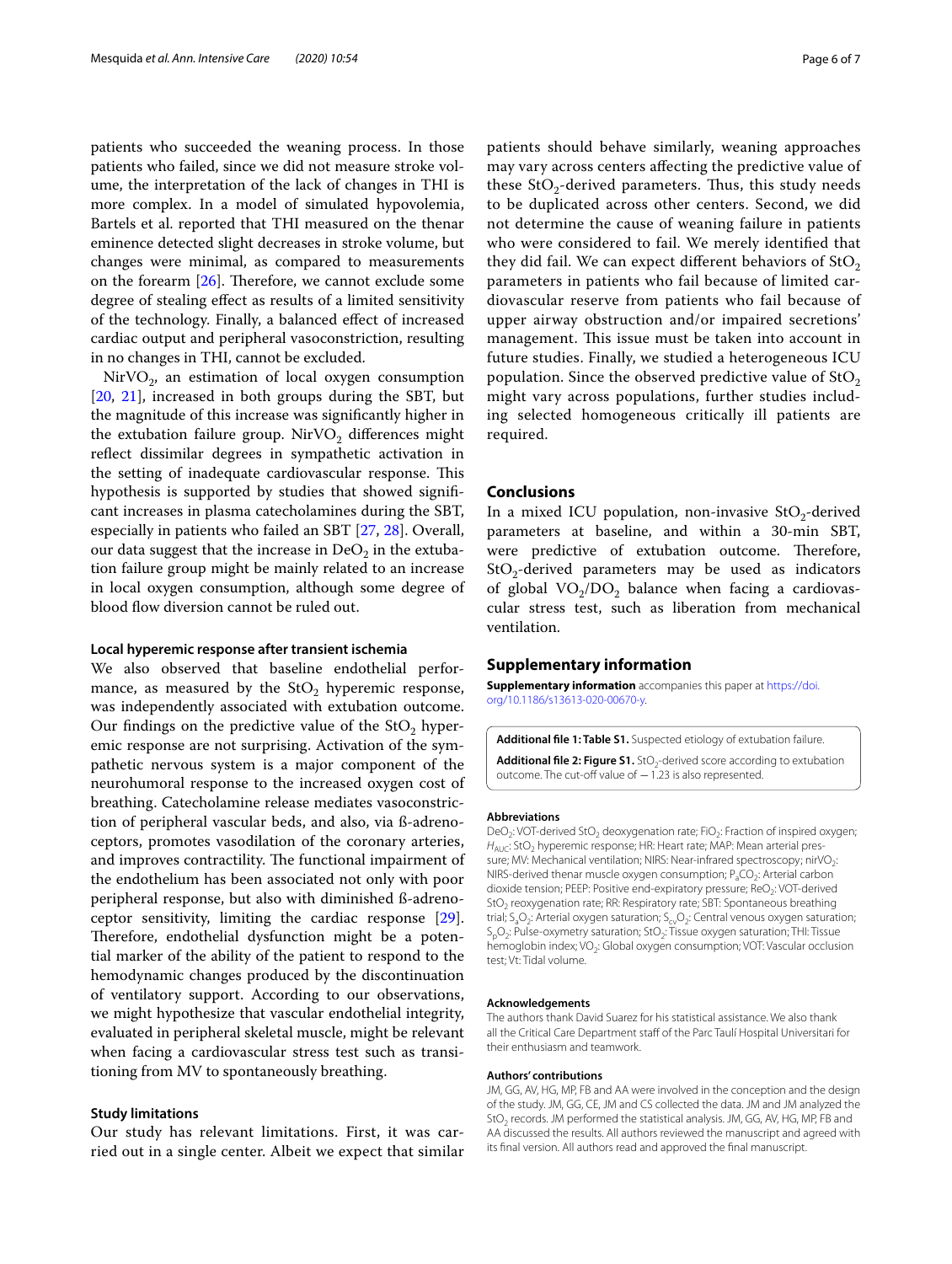patients who succeeded the weaning process. In those patients who failed, since we did not measure stroke volume, the interpretation of the lack of changes in THI is more complex. In a model of simulated hypovolemia, Bartels et al. reported that THI measured on the thenar eminence detected slight decreases in stroke volume, but changes were minimal, as compared to measurements on the forearm [26]. Therefore, we cannot exclude some degree of stealing effect as results of a limited sensitivity of the technology. Finally, a balanced effect of increased cardiac output and peripheral vasoconstriction, resulting in no changes in THI, cannot be excluded.

Nir$VO_2$, an estimation of local oxygen consumption [20, 21], increased in both groups during the SBT, but the magnitude of this increase was significantly higher in the extubation failure group. Nir$VO_2$ differences might reflect dissimilar degrees in sympathetic activation in the setting of inadequate cardiovascular response. This hypothesis is supported by studies that showed significant increases in plasma catecholamines during the SBT, especially in patients who failed an SBT [27, 28]. Overall, our data suggest that the increase in $DeO_2$ in the extubation failure group might be mainly related to an increase in local oxygen consumption, although some degree of blood flow diversion cannot be ruled out.

### Local hyperemic response after transient ischemia

We also observed that baseline endothelial performance, as measured by the $StO_2$ hyperemic response, was independently associated with extubation outcome. Our findings on the predictive value of the $StO_2$ hyperemic response are not surprising. Activation of the sympathetic nervous system is a major component of the neurohumoral response to the increased oxygen cost of breathing. Catecholamine release mediates vasoconstriction of peripheral vascular beds, and also, via ß-adrenoceptors, promotes vasodilation of the coronary arteries, and improves contractility. The functional impairment of the endothelium has been associated not only with poor peripheral response, but also with diminished ß-adrenoceptor sensitivity, limiting the cardiac response [29]. Therefore, endothelial dysfunction might be a potential marker of the ability of the patient to respond to the hemodynamic changes produced by the discontinuation of ventilatory support. According to our observations, we might hypothesize that vascular endothelial integrity, evaluated in peripheral skeletal muscle, might be relevant when facing a cardiovascular stress test such as transitioning from MV to spontaneously breathing.

### Study limitations

Our study has relevant limitations. First, it was carried out in a single center. Albeit we expect that similar patients should behave similarly, weaning approaches may vary across centers affecting the predictive value of these $StO_2$-derived parameters. Thus, this study needs to be duplicated across other centers. Second, we did not determine the cause of weaning failure in patients who were considered to fail. We merely identified that they did fail. We can expect different behaviors of $StO_2$ parameters in patients who fail because of limited cardiovascular reserve from patients who fail because of upper airway obstruction and/or impaired secretions' management. This issue must be taken into account in future studies. Finally, we studied a heterogeneous ICU population. Since the observed predictive value of $StO_2$ might vary across populations, further studies including selected homogeneous critically ill patients are required.

## Conclusions

In a mixed ICU population, non-invasive $StO_2$-derived parameters at baseline, and within a 30-min SBT, were predictive of extubation outcome. Therefore, $StO_2$-derived parameters may be used as indicators of global $VO_2/DO_2$ balance when facing a cardiovascular stress test, such as liberation from mechanical ventilation.

## Supplementary information

**Supplementary information** accompanies this paper at https://doi.org/10.1186/s13613-020-00670-y.

**Additional file 1: Table S1.** Suspected etiology of extubation failure.

**Additional file 2: Figure S1.** $StO_2$-derived score according to extubation outcome. The cut-off value of − 1.23 is also represented.

#### Abbreviations

$DeO_2$: VOT-derived $StO_2$ deoxygenation rate; $FiO_2$: Fraction of inspired oxygen; $H_{AUC}$: $StO_2$ hyperemic response; HR: Heart rate; MAP: Mean arterial pressure; MV: Mechanical ventilation; NIRS: Near-infrared spectroscopy; nir$VO_2$: NIRS-derived thenar muscle oxygen consumption; $P_aCO_2$: Arterial carbon dioxide tension; PEEP: Positive end-expiratory pressure; $ReO_2$: VOT-derived $StO_2$ reoxygenation rate; RR: Respiratory rate; SBT: Spontaneous breathing trial; $S_aO_2$: Arterial oxygen saturation; $S_{cv}O_2$: Central venous oxygen saturation; $S_pO_2$: Pulse-oxymetry saturation; $StO_2$: Tissue oxygen saturation; THI: Tissue hemoglobin index; $VO_2$: Global oxygen consumption; VOT: Vascular occlusion test; Vt: Tidal volume.

#### Acknowledgements

The authors thank David Suarez for his statistical assistance. We also thank all the Critical Care Department staff of the Parc Taulí Hospital Universitari for their enthusiasm and teamwork.

#### Authors' contributions

JM, GG, AV, HG, MP, FB and AA were involved in the conception and the design of the study. JM, GG, CE, JM and CS collected the data. JM and JM analyzed the $StO_2$ records. JM performed the statistical analysis. JM, GG, AV, HG, MP, FB and AA discussed the results. All authors reviewed the manuscript and agreed with its final version. All authors read and approved the final manuscript.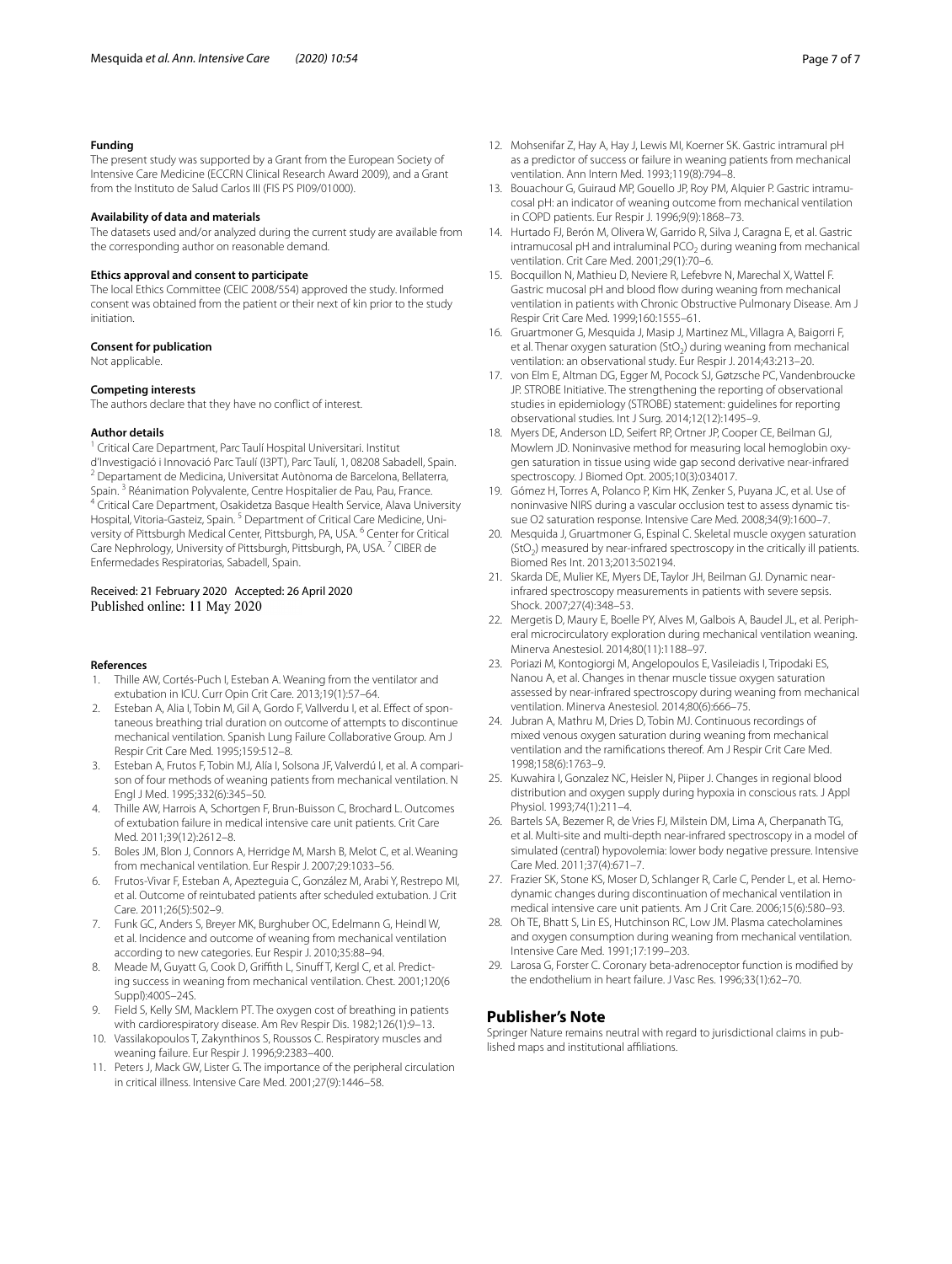#### Funding

The present study was supported by a Grant from the European Society of Intensive Care Medicine (ECCRN Clinical Research Award 2009), and a Grant from the Instituto de Salud Carlos III (FIS PS PI09/01000).

#### Availability of data and materials

The datasets used and/or analyzed during the current study are available from the corresponding author on reasonable demand.

#### Ethics approval and consent to participate

The local Ethics Committee (CEIC 2008/554) approved the study. Informed consent was obtained from the patient or their next of kin prior to the study initiation.

#### Consent for publication

Not applicable.

#### Competing interests

The authors declare that they have no conflict of interest.

#### Author details

[1] Critical Care Department, Parc Taulí Hospital Universitari. Institut d'Investigació i Innovació Parc Taulí (I3PT), Parc Taulí, 1, 08208 Sabadell, Spain. [2] Departament de Medicina, Universitat Autònoma de Barcelona, Bellaterra, Spain. [3] Réanimation Polyvalente, Centre Hospitalier de Pau, Pau, France. [4] Critical Care Department, Osakidetza Basque Health Service, Alava University Hospital, Vitoria-Gasteiz, Spain. [5] Department of Critical Care Medicine, University of Pittsburgh Medical Center, Pittsburgh, PA, USA. [6] Center for Critical Care Nephrology, University of Pittsburgh, Pittsburgh, PA, USA. [7] CIBER de Enfermedades Respiratorias, Sabadell, Spain.

Received: 21 February 2020 Accepted: 26 April 2020
Published online: 11 May 2020

#### References

1. Thille AW, Cortés-Puch I, Esteban A. Weaning from the ventilator and extubation in ICU. Curr Opin Crit Care. 2013;19(1):57–64.
2. Esteban A, Alia I, Tobin M, Gil A, Gordo F, Vallverdu I, et al. Effect of spontaneous breathing trial duration on outcome of attempts to discontinue mechanical ventilation. Spanish Lung Failure Collaborative Group. Am J Respir Crit Care Med. 1995;159:512–8.
3. Esteban A, Frutos F, Tobin MJ, Alía I, Solsona JF, Valverdú I, et al. A comparison of four methods of weaning patients from mechanical ventilation. N Engl J Med. 1995;332(6):345–50.
4. Thille AW, Harrois A, Schortgen F, Brun-Buisson C, Brochard L. Outcomes of extubation failure in medical intensive care unit patients. Crit Care Med. 2011;39(12):2612–8.
5. Boles JM, Blon J, Connors A, Herridge M, Marsh B, Melot C, et al. Weaning from mechanical ventilation. Eur Respir J. 2007;29:1033–56.
6. Frutos-Vivar F, Esteban A, Apezteguia C, González M, Arabi Y, Restrepo MI, et al. Outcome of reintubated patients after scheduled extubation. J Crit Care. 2011;26(5):502–9.
7. Funk GC, Anders S, Breyer MK, Burghuber OC, Edelmann G, Heindl W, et al. Incidence and outcome of weaning from mechanical ventilation according to new categories. Eur Respir J. 2010;35:88–94.
8. Meade M, Guyatt G, Cook D, Griffith L, Sinuff T, Kergl C, et al. Predicting success in weaning from mechanical ventilation. Chest. 2001;120(6 Suppl):400S–24S.
9. Field S, Kelly SM, Macklem PT. The oxygen cost of breathing in patients with cardiorespiratory disease. Am Rev Respir Dis. 1982;126(1):9–13.
10. Vassilakopoulos T, Zakynthinos S, Roussos C. Respiratory muscles and weaning failure. Eur Respir J. 1996;9:2383–400.
11. Peters J, Mack GW, Lister G. The importance of the peripheral circulation in critical illness. Intensive Care Med. 2001;27(9):1446–58.
12. Mohsenifar Z, Hay A, Hay J, Lewis MI, Koerner SK. Gastric intramural pH as a predictor of success or failure in weaning patients from mechanical ventilation. Ann Intern Med. 1993;119(8):794–8.
13. Bouachour G, Guiraud MP, Gouello JP, Roy PM, Alquier P. Gastric intramucosal pH: an indicator of weaning outcome from mechanical ventilation in COPD patients. Eur Respir J. 1996;9(9):1868–73.
14. Hurtado FJ, Berón M, Olivera W, Garrido R, Silva J, Caragna E, et al. Gastric intramucosal pH and intraluminal $PCO_2$ during weaning from mechanical ventilation. Crit Care Med. 2001;29(1):70–6.
15. Bocquillon N, Mathieu D, Neviere R, Lefebvre N, Marechal X, Wattel F. Gastric mucosal pH and blood flow during weaning from mechanical ventilation in patients with Chronic Obstructive Pulmonary Disease. Am J Respir Crit Care Med. 1999;160:1555–61.
16. Gruartmoner G, Mesquida J, Masip J, Martinez ML, Villagra A, Baigorri F, et al. Thenar oxygen saturation ($StO_2$) during weaning from mechanical ventilation: an observational study. Eur Respir J. 2014;43:213–20.
17. von Elm E, Altman DG, Egger M, Pocock SJ, Gøtzsche PC, Vandenbroucke JP. STROBE Initiative. The strengthening the reporting of observational studies in epidemiology (STROBE) statement: guidelines for reporting observational studies. Int J Surg. 2014;12(12):1495–9.
18. Myers DE, Anderson LD, Seifert RP, Ortner JP, Cooper CE, Beilman GJ, Mowlem JD. Noninvasive method for measuring local hemoglobin oxygen saturation in tissue using wide gap second derivative near-infrared spectroscopy. J Biomed Opt. 2005;10(3):034017.
19. Gómez H, Torres A, Polanco P, Kim HK, Zenker S, Puyana JC, et al. Use of noninvasive NIRS during a vascular occlusion test to assess dynamic tissue O2 saturation response. Intensive Care Med. 2008;34(9):1600–7.
20. Mesquida J, Gruartmoner G, Espinal C. Skeletal muscle oxygen saturation ($StO_2$) measured by near-infrared spectroscopy in the critically ill patients. Biomed Res Int. 2013;2013:502194.
21. Skarda DE, Mulier KE, Myers DE, Taylor JH, Beilman GJ. Dynamic near-infrared spectroscopy measurements in patients with severe sepsis. Shock. 2007;27(4):348–53.
22. Mergetis D, Maury E, Boelle PY, Alves M, Galbois A, Baudel JL, et al. Peripheral microcirculatory exploration during mechanical ventilation weaning. Minerva Anestesiol. 2014;80(11):1188–97.
23. Poriazi M, Kontogiorgi M, Angelopoulos E, Vasileiadis I, Tripodaki ES, Nanou A, et al. Changes in thenar muscle tissue oxygen saturation assessed by near-infrared spectroscopy during weaning from mechanical ventilation. Minerva Anestesiol. 2014;80(6):666–75.
24. Jubran A, Mathru M, Dries D, Tobin MJ. Continuous recordings of mixed venous oxygen saturation during weaning from mechanical ventilation and the ramifications thereof. Am J Respir Crit Care Med. 1998;158(6):1763–9.
25. Kuwahira I, Gonzalez NC, Heisler N, Piiper J. Changes in regional blood distribution and oxygen supply during hypoxia in conscious rats. J Appl Physiol. 1993;74(1):211–4.
26. Bartels SA, Bezemer R, de Vries FJ, Milstein DM, Lima A, Cherpanath TG, et al. Multi-site and multi-depth near-infrared spectroscopy in a model of simulated (central) hypovolemia: lower body negative pressure. Intensive Care Med. 2011;37(4):671–7.
27. Frazier SK, Stone KS, Moser D, Schlanger R, Carle C, Pender L, et al. Hemodynamic changes during discontinuation of mechanical ventilation in medical intensive care unit patients. Am J Crit Care. 2006;15(6):580–93.
28. Oh TE, Bhatt S, Lin ES, Hutchinson RC, Low JM. Plasma catecholamines and oxygen consumption during weaning from mechanical ventilation. Intensive Care Med. 1991;17:199–203.
29. Larosa G, Forster C. Coronary beta-adrenoceptor function is modified by the endothelium in heart failure. J Vasc Res. 1996;33(1):62–70.

## Publisher's Note

Springer Nature remains neutral with regard to jurisdictional claims in published maps and institutional affiliations.